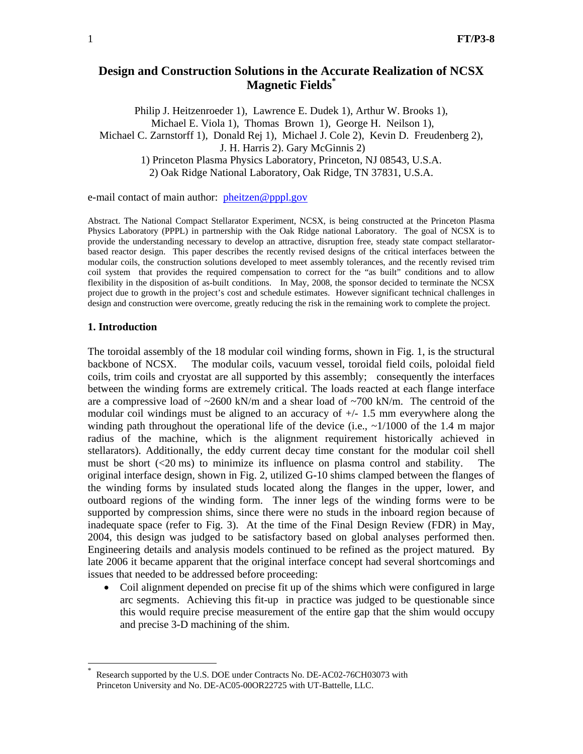# Design and Construction Solutions in the Accurate Realization of NCSX Magnetic Fields*

Philip J. Heitzenroeder 1), Lawrence E. Dudek 1), Arthur W. Brooks 1), Michael E. Viola 1), Thomas Brown 1), George H. Neilson 1), Michael C. Zarnstorff 1), Donald Rej 1), Michael J. Cole 2), Kevin D. Freudenberg 2), J. H. Harris 2). Gary McGinnis 2)

1) Princeton Plasma Physics Laboratory, Princeton, NJ 08543, U.S.A.

2) Oak Ridge National Laboratory, Oak Ridge, TN 37831, U.S.A.

e-mail contact of main author: pheitzen@pppl.gov

Abstract. The National Compact Stellarator Experiment, NCSX, is being constructed at the Princeton Plasma Physics Laboratory (PPPL) in partnership with the Oak Ridge national Laboratory. The goal of NCSX is to provide the understanding necessary to develop an attractive, disruption free, steady state compact stellarator-based reactor design. This paper describes the recently revised designs of the critical interfaces between the modular coils, the construction solutions developed to meet assembly tolerances, and the recently revised trim coil system that provides the required compensation to correct for the "as built" conditions and to allow flexibility in the disposition of as-built conditions. In May, 2008, the sponsor decided to terminate the NCSX project due to growth in the project's cost and schedule estimates. However significant technical challenges in design and construction were overcome, greatly reducing the risk in the remaining work to complete the project.

## 1. Introduction

The toroidal assembly of the 18 modular coil winding forms, shown in Fig. 1, is the structural backbone of NCSX. The modular coils, vacuum vessel, toroidal field coils, poloidal field coils, trim coils and cryostat are all supported by this assembly; consequently the interfaces between the winding forms are extremely critical. The loads reacted at each flange interface are a compressive load of ~2600 kN/m and a shear load of ~700 kN/m. The centroid of the modular coil windings must be aligned to an accuracy of +/- 1.5 mm everywhere along the winding path throughout the operational life of the device (i.e., ~1/1000 of the 1.4 m major radius of the machine, which is the alignment requirement historically achieved in stellarators). Additionally, the eddy current decay time constant for the modular coil shell must be short (<20 ms) to minimize its influence on plasma control and stability. The original interface design, shown in Fig. 2, utilized G-10 shims clamped between the flanges of the winding forms by insulated studs located along the flanges in the upper, lower, and outboard regions of the winding form. The inner legs of the winding forms were to be supported by compression shims, since there were no studs in the inboard region because of inadequate space (refer to Fig. 3). At the time of the Final Design Review (FDR) in May, 2004, this design was judged to be satisfactory based on global analyses performed then. Engineering details and analysis models continued to be refined as the project matured. By late 2006 it became apparent that the original interface concept had several shortcomings and issues that needed to be addressed before proceeding:

- Coil alignment depended on precise fit up of the shims which were configured in large arc segments. Achieving this fit-up in practice was judged to be questionable since this would require precise measurement of the entire gap that the shim would occupy and precise 3-D machining of the shim.

---

* Research supported by the U.S. DOE under Contracts No. DE-AC02-76CH03073 with Princeton University and No. DE-AC05-00OR22725 with UT-Battelle, LLC.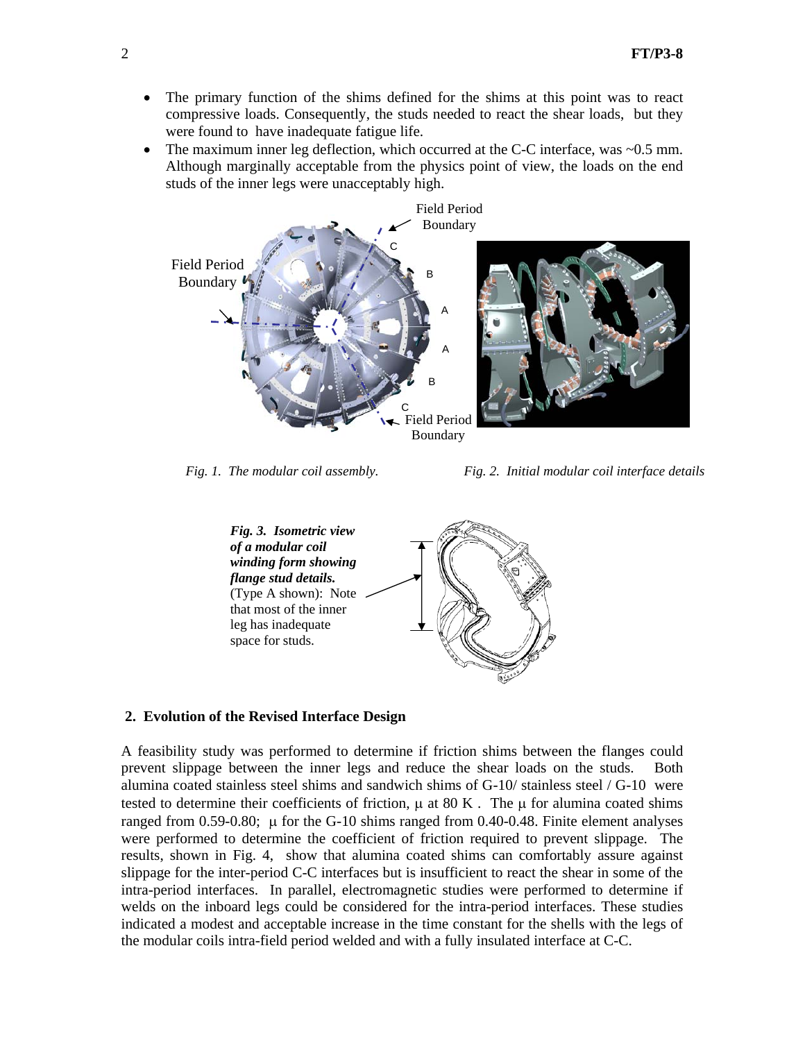- The primary function of the shims defined for the shims at this point was to react compressive loads. Consequently, the studs needed to react the shear loads, but they were found to have inadequate fatigue life.
- The maximum inner leg deflection, which occurred at the C-C interface, was ~0.5 mm. Although marginally acceptable from the physics point of view, the loads on the end studs of the inner legs were unacceptably high.

*Fig. 1. The modular coil assembly.*

*Fig. 2. Initial modular coil interface details*

***Fig. 3. Isometric view of a modular coil winding form showing flange stud details.*** (Type A shown): Note that most of the inner leg has inadequate space for studs.

## 2. Evolution of the Revised Interface Design

A feasibility study was performed to determine if friction shims between the flanges could prevent slippage between the inner legs and reduce the shear loads on the studs. Both alumina coated stainless steel shims and sandwich shims of G-10/ stainless steel / G-10 were tested to determine their coefficients of friction, $\mu$ at 80 K . The $\mu$ for alumina coated shims ranged from 0.59-0.80; $\mu$ for the G-10 shims ranged from 0.40-0.48. Finite element analyses were performed to determine the coefficient of friction required to prevent slippage. The results, shown in Fig. 4, show that alumina coated shims can comfortably assure against slippage for the inter-period C-C interfaces but is insufficient to react the shear in some of the intra-period interfaces. In parallel, electromagnetic studies were performed to determine if welds on the inboard legs could be considered for the intra-period interfaces. These studies indicated a modest and acceptable increase in the time constant for the shells with the legs of the modular coils intra-field period welded and with a fully insulated interface at C-C.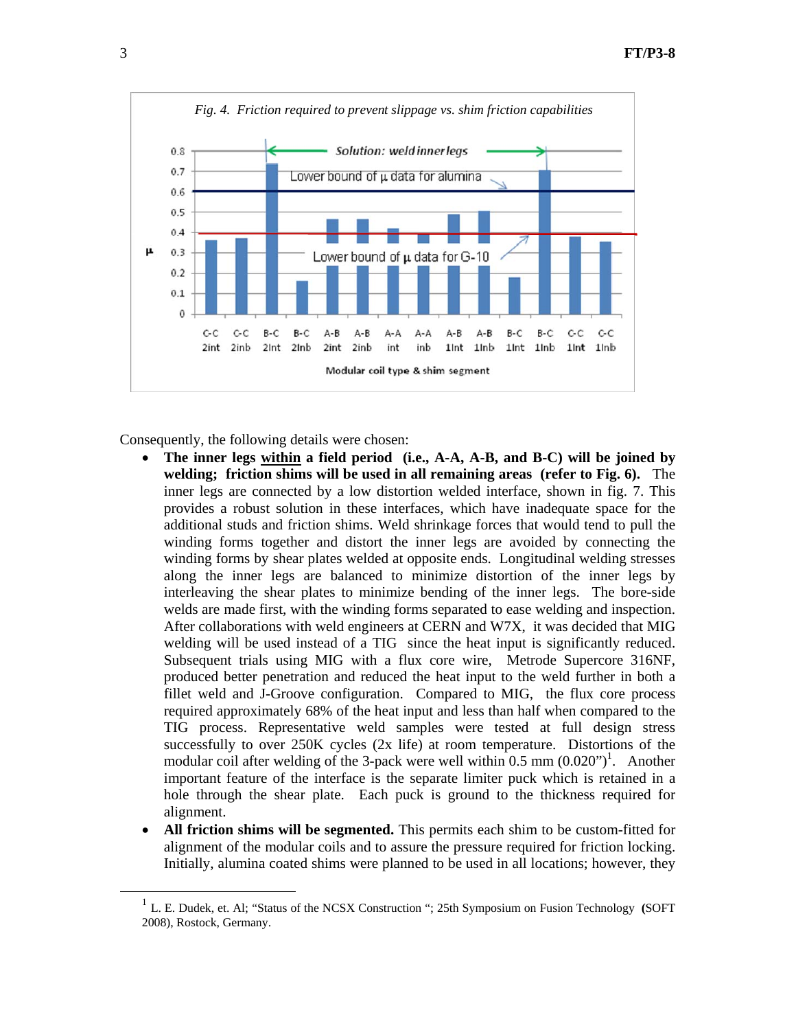*Fig. 4. Friction required to prevent slippage vs. shim friction capabilities*

Consequently, the following details were chosen:

- **The inner legs <u>within</u> a field period (i.e., A-A, A-B, and B-C) will be joined by welding; friction shims will be used in all remaining areas (refer to Fig. 6).** The inner legs are connected by a low distortion welded interface, shown in fig. 7. This provides a robust solution in these interfaces, which have inadequate space for the additional studs and friction shims. Weld shrinkage forces that would tend to pull the winding forms together and distort the inner legs are avoided by connecting the winding forms by shear plates welded at opposite ends. Longitudinal welding stresses along the inner legs are balanced to minimize distortion of the inner legs by interleaving the shear plates to minimize bending of the inner legs. The bore-side welds are made first, with the winding forms separated to ease welding and inspection. After collaborations with weld engineers at CERN and W7X, it was decided that MIG welding will be used instead of a TIG since the heat input is significantly reduced. Subsequent trials using MIG with a flux core wire, Metrode Supercore 316NF, produced better penetration and reduced the heat input to the weld further in both a fillet weld and J-Groove configuration. Compared to MIG, the flux core process required approximately 68% of the heat input and less than half when compared to the TIG process. Representative weld samples were tested at full design stress successfully to over 250K cycles (2x life) at room temperature. Distortions of the modular coil after welding of the 3-pack were well within 0.5 mm (0.020")[1]. Another important feature of the interface is the separate limiter puck which is retained in a hole through the shear plate. Each puck is ground to the thickness required for alignment.
- **All friction shims will be segmented.** This permits each shim to be custom-fitted for alignment of the modular coils and to assure the pressure required for friction locking. Initially, alumina coated shims were planned to be used in all locations; however, they

---

[1] L. E. Dudek, et. Al; "Status of the NCSX Construction "; 25th Symposium on Fusion Technology **(**SOFT 2008), Rostock, Germany.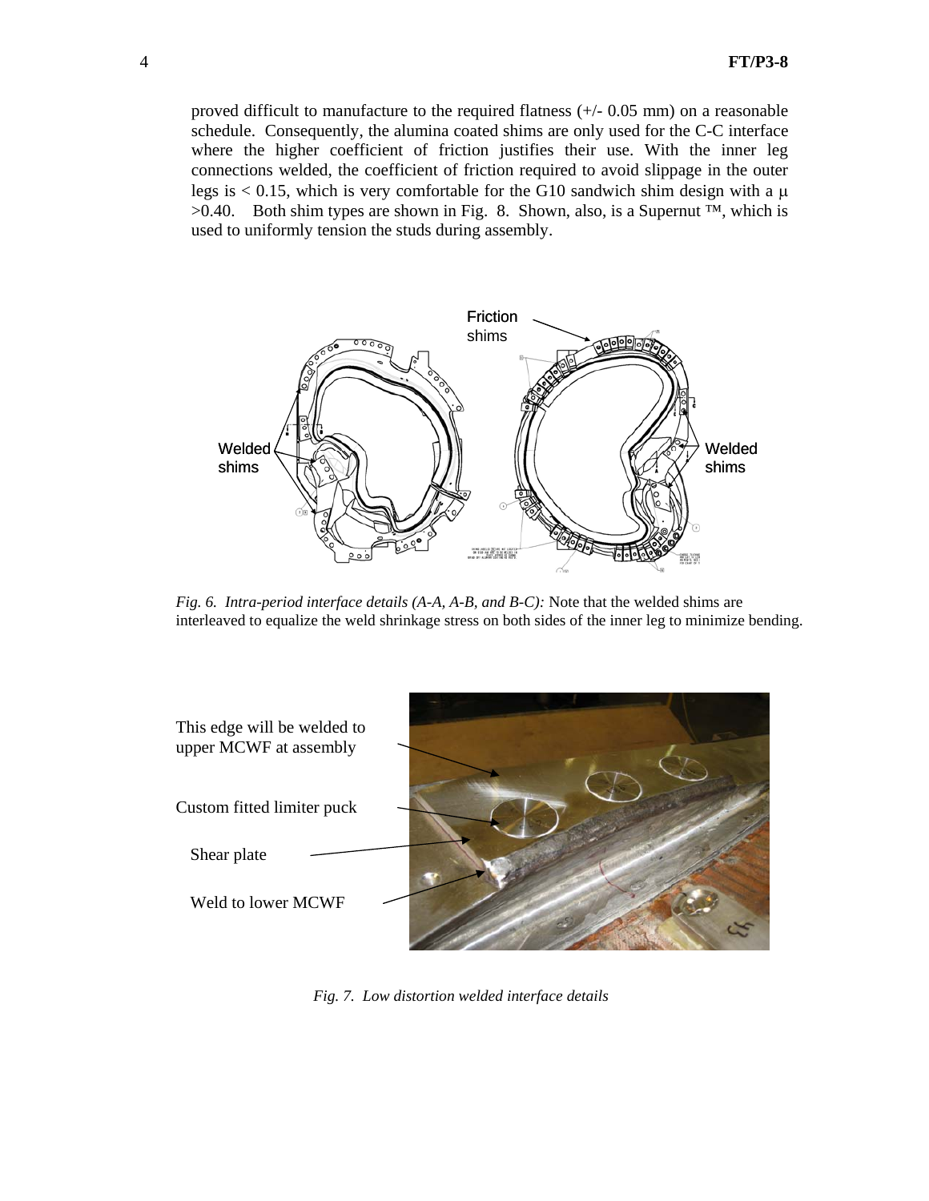proved difficult to manufacture to the required flatness (+/- 0.05 mm) on a reasonable schedule. Consequently, the alumina coated shims are only used for the C-C interface where the higher coefficient of friction justifies their use. With the inner leg connections welded, the coefficient of friction required to avoid slippage in the outer legs is < 0.15, which is very comfortable for the G10 sandwich shim design with a $\mu$ >0.40. Both shim types are shown in Fig. 8. Shown, also, is a Supernut ™, which is used to uniformly tension the studs during assembly.

*Fig. 6. Intra-period interface details (A-A, A-B, and B-C):* Note that the welded shims are interleaved to equalize the weld shrinkage stress on both sides of the inner leg to minimize bending.

*Fig. 7. Low distortion welded interface details*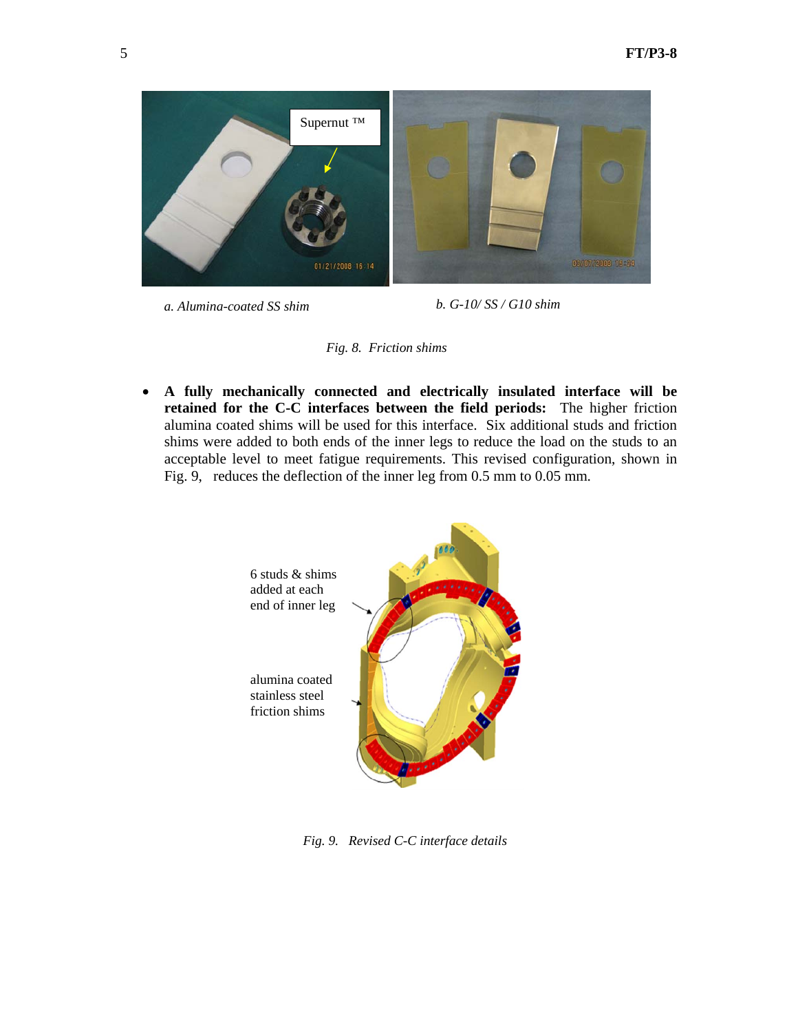a. Alumina-coated SS shim

b. G-10/ SS / G10 shim

*Fig. 8. Friction shims*

- **A fully mechanically connected and electrically insulated interface will be retained for the C-C interfaces between the field periods:** The higher friction alumina coated shims will be used for this interface. Six additional studs and friction shims were added to both ends of the inner legs to reduce the load on the studs to an acceptable level to meet fatigue requirements. This revised configuration, shown in Fig. 9, reduces the deflection of the inner leg from 0.5 mm to 0.05 mm.

*Fig. 9. Revised C-C interface details*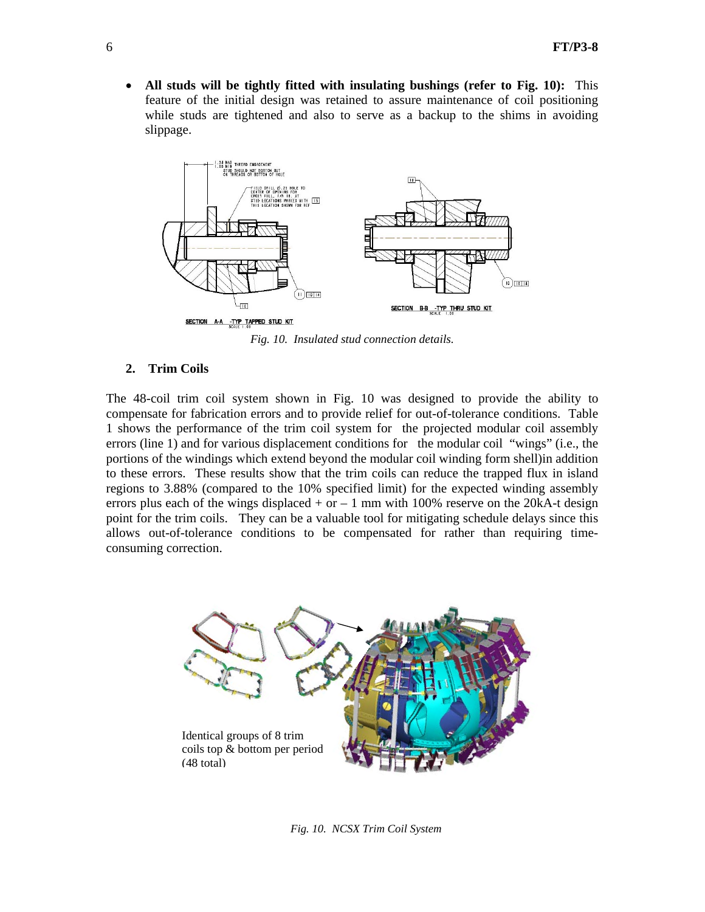- **All studs will be tightly fitted with insulating bushings (refer to Fig. 10):** This feature of the initial design was retained to assure maintenance of coil positioning while studs are tightened and also to serve as a backup to the shims in avoiding slippage.

*Fig. 10. Insulated stud connection details.*

## 2. Trim Coils

The 48-coil trim coil system shown in Fig. 10 was designed to provide the ability to compensate for fabrication errors and to provide relief for out-of-tolerance conditions. Table 1 shows the performance of the trim coil system for the projected modular coil assembly errors (line 1) and for various displacement conditions for the modular coil "wings" (i.e., the portions of the windings which extend beyond the modular coil winding form shell)in addition to these errors. These results show that the trim coils can reduce the trapped flux in island regions to 3.88% (compared to the 10% specified limit) for the expected winding assembly errors plus each of the wings displaced + or – 1 mm with 100% reserve on the 20kA-t design point for the trim coils. They can be a valuable tool for mitigating schedule delays since this allows out-of-tolerance conditions to be compensated for rather than requiring time-consuming correction.

Identical groups of 8 trim coils top & bottom per period (48 total)

*Fig. 10. NCSX Trim Coil System*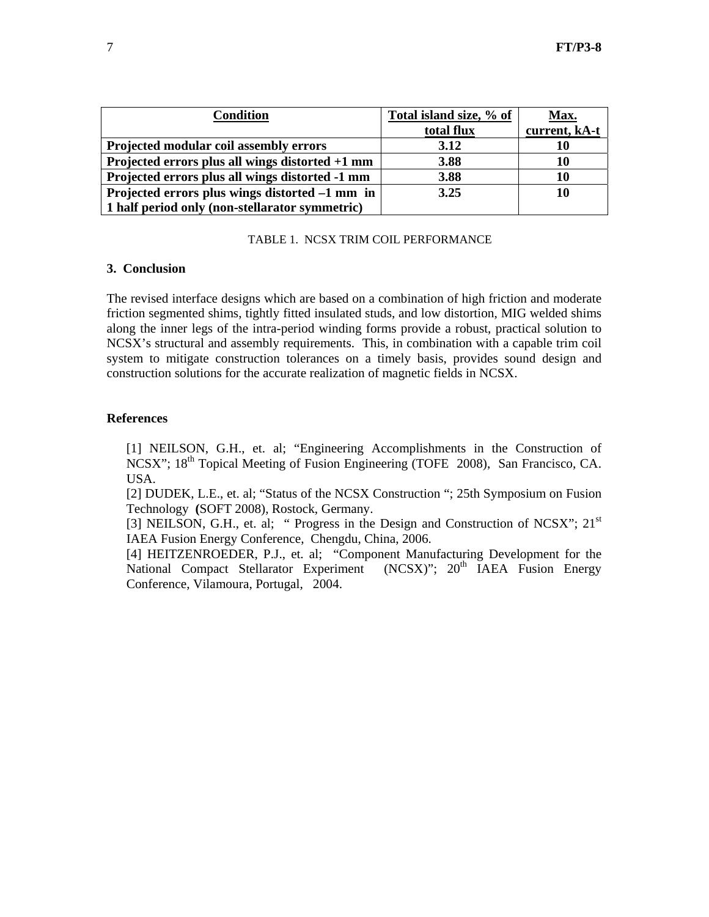| Condition | Total island size, % of total flux | Max. current, kA-t |
|---|---|---|
| **Projected modular coil assembly errors** | **3.12** | **10** |
| **Projected errors plus all wings distorted +1 mm** | **3.88** | **10** |
| **Projected errors plus all wings distorted -1 mm** | **3.88** | **10** |
| **Projected errors plus wings distorted –1 mm in 1 half period only (non-stellarator symmetric)** | **3.25** | **10** |

TABLE 1. NCSX TRIM COIL PERFORMANCE

### 3. Conclusion

The revised interface designs which are based on a combination of high friction and moderate friction segmented shims, tightly fitted insulated studs, and low distortion, MIG welded shims along the inner legs of the intra-period winding forms provide a robust, practical solution to NCSX's structural and assembly requirements. This, in combination with a capable trim coil system to mitigate construction tolerances on a timely basis, provides sound design and construction solutions for the accurate realization of magnetic fields in NCSX.

### References

[1] NEILSON, G.H., et. al; "Engineering Accomplishments in the Construction of NCSX"; 18th Topical Meeting of Fusion Engineering (TOFE 2008), San Francisco, CA. USA.

[2] DUDEK, L.E., et. al; "Status of the NCSX Construction "; 25th Symposium on Fusion Technology (SOFT 2008), Rostock, Germany.

[3] NEILSON, G.H., et. al; " Progress in the Design and Construction of NCSX"; 21st IAEA Fusion Energy Conference, Chengdu, China, 2006.

[4] HEITZENROEDER, P.J., et. al; "Component Manufacturing Development for the National Compact Stellarator Experiment (NCSX)"; 20th IAEA Fusion Energy Conference, Vilamoura, Portugal, 2004.